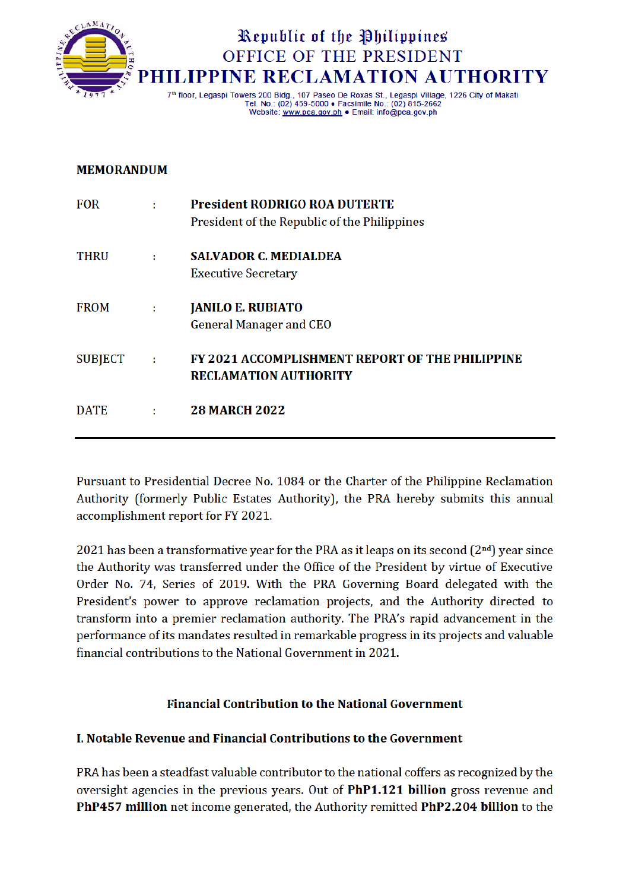Republic of the Philippines
OFFICE OF THE PRESIDENT
**PHILIPPINE RECLAMATION AUTHORITY**

7[th] floor, Legaspi Towers 200 Bldg., 107 Paseo De Roxas St., Legaspi Village, 1226 City of Makati
Tel. No.: (02) 459-5000 • Facsimile No.: (02) 815-2662
Website: www.pea.gov.ph • Email: info@pea.gov.ph

**MEMORANDUM**

| | | |
|---|---|---|
| FOR | : | **President RODRIGO ROA DUTERTE**<br>President of the Republic of the Philippines |
| THRU | : | **SALVADOR C. MEDIALDEA**<br>Executive Secretary |
| FROM | : | **JANILO E. RUBIATO**<br>General Manager and CEO |
| SUBJECT | : | **FY 2021 ACCOMPLISHMENT REPORT OF THE PHILIPPINE RECLAMATION AUTHORITY** |
| DATE | : | **28 MARCH 2022** |

---

Pursuant to Presidential Decree No. 1084 or the Charter of the Philippine Reclamation Authority (formerly Public Estates Authority), the PRA hereby submits this annual accomplishment report for FY 2021.

2021 has been a transformative year for the PRA as it leaps on its second (2[nd]) year since the Authority was transferred under the Office of the President by virtue of Executive Order No. 74, Series of 2019. With the PRA Governing Board delegated with the President's power to approve reclamation projects, and the Authority directed to transform into a premier reclamation authority. The PRA's rapid advancement in the performance of its mandates resulted in remarkable progress in its projects and valuable financial contributions to the National Government in 2021.

## Financial Contribution to the National Government

### I. Notable Revenue and Financial Contributions to the Government

PRA has been a steadfast valuable contributor to the national coffers as recognized by the oversight agencies in the previous years. Out of **PhP1.121 billion** gross revenue and **PhP457 million** net income generated, the Authority remitted **PhP2.204 billion** to the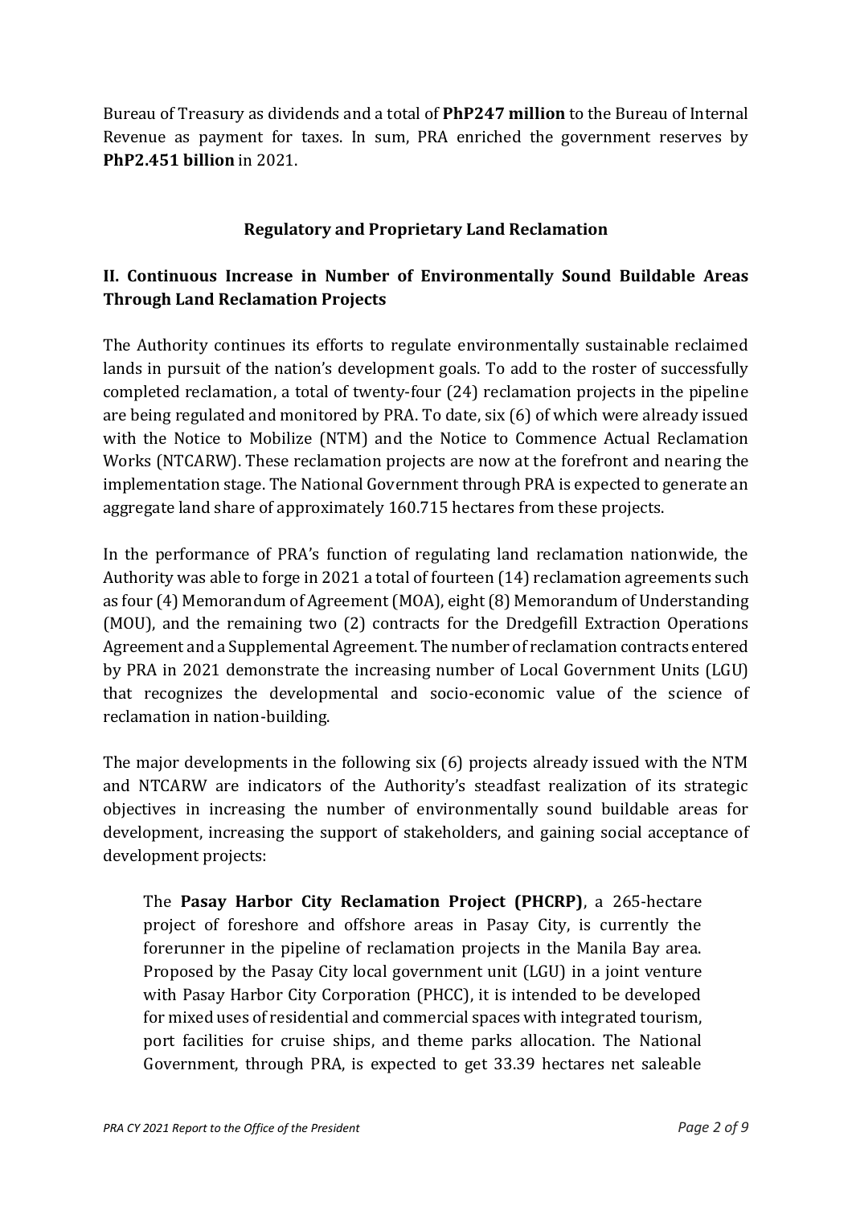Bureau of Treasury as dividends and a total of **PhP247 million** to the Bureau of Internal Revenue as payment for taxes. In sum, PRA enriched the government reserves by **PhP2.451 billion** in 2021.

## Regulatory and Proprietary Land Reclamation

### II. Continuous Increase in Number of Environmentally Sound Buildable Areas Through Land Reclamation Projects

The Authority continues its efforts to regulate environmentally sustainable reclaimed lands in pursuit of the nation's development goals. To add to the roster of successfully completed reclamation, a total of twenty-four (24) reclamation projects in the pipeline are being regulated and monitored by PRA. To date, six (6) of which were already issued with the Notice to Mobilize (NTM) and the Notice to Commence Actual Reclamation Works (NTCARW). These reclamation projects are now at the forefront and nearing the implementation stage. The National Government through PRA is expected to generate an aggregate land share of approximately 160.715 hectares from these projects.

In the performance of PRA's function of regulating land reclamation nationwide, the Authority was able to forge in 2021 a total of fourteen (14) reclamation agreements such as four (4) Memorandum of Agreement (MOA), eight (8) Memorandum of Understanding (MOU), and the remaining two (2) contracts for the Dredgefill Extraction Operations Agreement and a Supplemental Agreement. The number of reclamation contracts entered by PRA in 2021 demonstrate the increasing number of Local Government Units (LGU) that recognizes the developmental and socio-economic value of the science of reclamation in nation-building.

The major developments in the following six (6) projects already issued with the NTM and NTCARW are indicators of the Authority's steadfast realization of its strategic objectives in increasing the number of environmentally sound buildable areas for development, increasing the support of stakeholders, and gaining social acceptance of development projects:

> The **Pasay Harbor City Reclamation Project (PHCRP)**, a 265-hectare project of foreshore and offshore areas in Pasay City, is currently the forerunner in the pipeline of reclamation projects in the Manila Bay area. Proposed by the Pasay City local government unit (LGU) in a joint venture with Pasay Harbor City Corporation (PHCC), it is intended to be developed for mixed uses of residential and commercial spaces with integrated tourism, port facilities for cruise ships, and theme parks allocation. The National Government, through PRA, is expected to get 33.39 hectares net saleable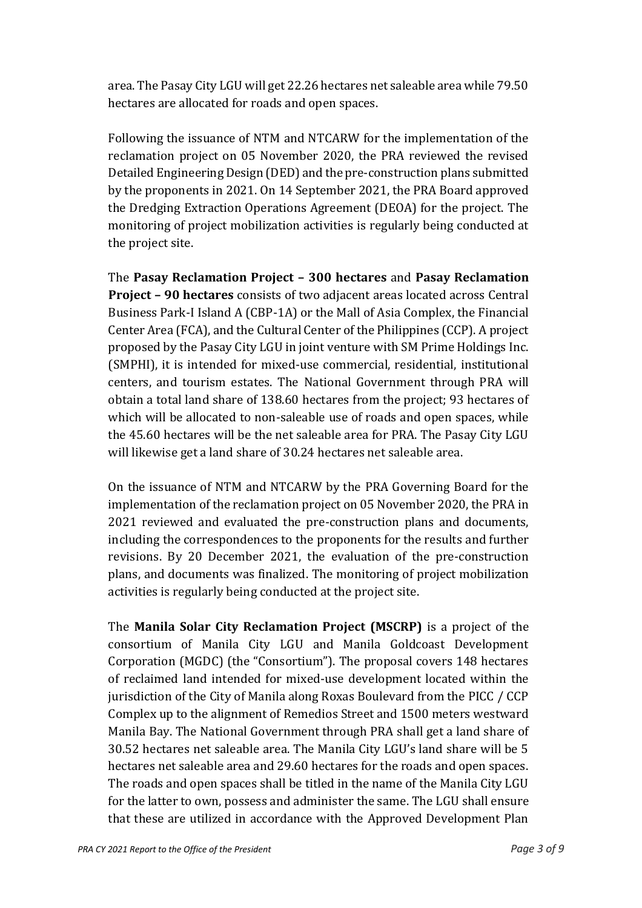area. The Pasay City LGU will get 22.26 hectares net saleable area while 79.50 hectares are allocated for roads and open spaces.

Following the issuance of NTM and NTCARW for the implementation of the reclamation project on 05 November 2020, the PRA reviewed the revised Detailed Engineering Design (DED) and the pre-construction plans submitted by the proponents in 2021. On 14 September 2021, the PRA Board approved the Dredging Extraction Operations Agreement (DEOA) for the project. The monitoring of project mobilization activities is regularly being conducted at the project site.

The **Pasay Reclamation Project – 300 hectares** and **Pasay Reclamation Project – 90 hectares** consists of two adjacent areas located across Central Business Park-I Island A (CBP-1A) or the Mall of Asia Complex, the Financial Center Area (FCA), and the Cultural Center of the Philippines (CCP). A project proposed by the Pasay City LGU in joint venture with SM Prime Holdings Inc. (SMPHI), it is intended for mixed-use commercial, residential, institutional centers, and tourism estates. The National Government through PRA will obtain a total land share of 138.60 hectares from the project; 93 hectares of which will be allocated to non-saleable use of roads and open spaces, while the 45.60 hectares will be the net saleable area for PRA. The Pasay City LGU will likewise get a land share of 30.24 hectares net saleable area.

On the issuance of NTM and NTCARW by the PRA Governing Board for the implementation of the reclamation project on 05 November 2020, the PRA in 2021 reviewed and evaluated the pre-construction plans and documents, including the correspondences to the proponents for the results and further revisions. By 20 December 2021, the evaluation of the pre-construction plans, and documents was finalized. The monitoring of project mobilization activities is regularly being conducted at the project site.

The **Manila Solar City Reclamation Project (MSCRP)** is a project of the consortium of Manila City LGU and Manila Goldcoast Development Corporation (MGDC) (the "Consortium"). The proposal covers 148 hectares of reclaimed land intended for mixed-use development located within the jurisdiction of the City of Manila along Roxas Boulevard from the PICC / CCP Complex up to the alignment of Remedios Street and 1500 meters westward Manila Bay. The National Government through PRA shall get a land share of 30.52 hectares net saleable area. The Manila City LGU's land share will be 5 hectares net saleable area and 29.60 hectares for the roads and open spaces. The roads and open spaces shall be titled in the name of the Manila City LGU for the latter to own, possess and administer the same. The LGU shall ensure that these are utilized in accordance with the Approved Development Plan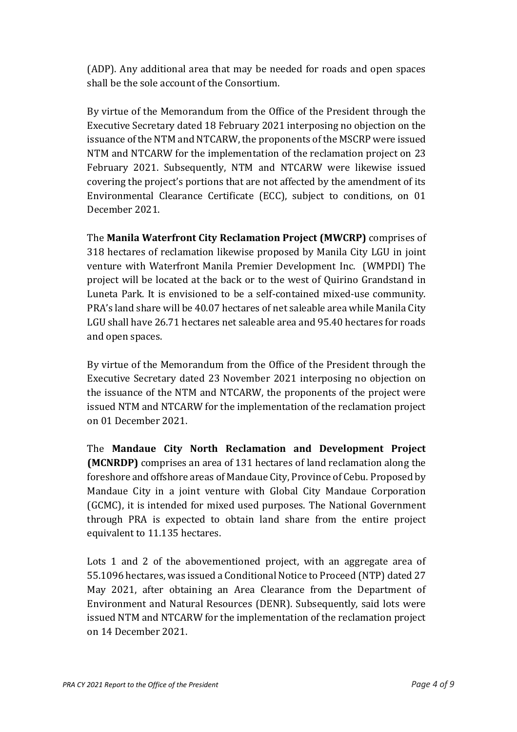(ADP). Any additional area that may be needed for roads and open spaces shall be the sole account of the Consortium.

By virtue of the Memorandum from the Office of the President through the Executive Secretary dated 18 February 2021 interposing no objection on the issuance of the NTM and NTCARW, the proponents of the MSCRP were issued NTM and NTCARW for the implementation of the reclamation project on 23 February 2021. Subsequently, NTM and NTCARW were likewise issued covering the project's portions that are not affected by the amendment of its Environmental Clearance Certificate (ECC), subject to conditions, on 01 December 2021.

The **Manila Waterfront City Reclamation Project (MWCRP)** comprises of 318 hectares of reclamation likewise proposed by Manila City LGU in joint venture with Waterfront Manila Premier Development Inc. (WMPDI) The project will be located at the back or to the west of Quirino Grandstand in Luneta Park. It is envisioned to be a self-contained mixed-use community. PRA's land share will be 40.07 hectares of net saleable area while Manila City LGU shall have 26.71 hectares net saleable area and 95.40 hectares for roads and open spaces.

By virtue of the Memorandum from the Office of the President through the Executive Secretary dated 23 November 2021 interposing no objection on the issuance of the NTM and NTCARW, the proponents of the project were issued NTM and NTCARW for the implementation of the reclamation project on 01 December 2021.

The **Mandaue City North Reclamation and Development Project (MCNRDP)** comprises an area of 131 hectares of land reclamation along the foreshore and offshore areas of Mandaue City, Province of Cebu. Proposed by Mandaue City in a joint venture with Global City Mandaue Corporation (GCMC), it is intended for mixed used purposes. The National Government through PRA is expected to obtain land share from the entire project equivalent to 11.135 hectares.

Lots 1 and 2 of the abovementioned project, with an aggregate area of 55.1096 hectares, was issued a Conditional Notice to Proceed (NTP) dated 27 May 2021, after obtaining an Area Clearance from the Department of Environment and Natural Resources (DENR). Subsequently, said lots were issued NTM and NTCARW for the implementation of the reclamation project on 14 December 2021.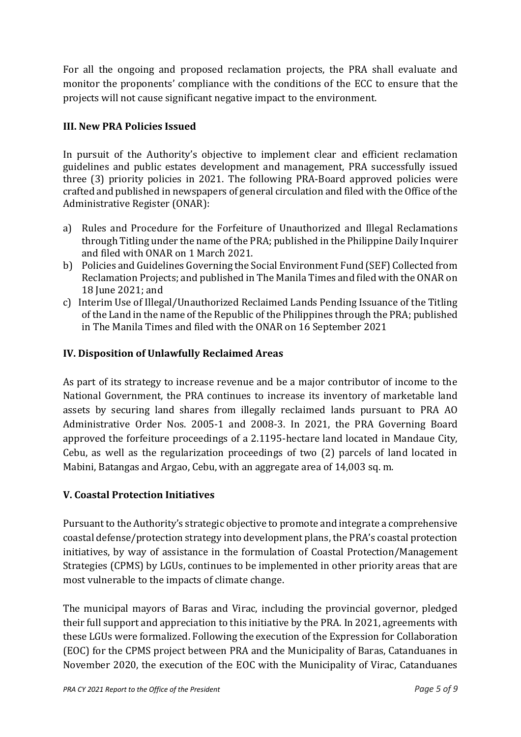For all the ongoing and proposed reclamation projects, the PRA shall evaluate and monitor the proponents' compliance with the conditions of the ECC to ensure that the projects will not cause significant negative impact to the environment.

## III. New PRA Policies Issued

In pursuit of the Authority's objective to implement clear and efficient reclamation guidelines and public estates development and management, PRA successfully issued three (3) priority policies in 2021. The following PRA-Board approved policies were crafted and published in newspapers of general circulation and filed with the Office of the Administrative Register (ONAR):

a) Rules and Procedure for the Forfeiture of Unauthorized and Illegal Reclamations through Titling under the name of the PRA; published in the Philippine Daily Inquirer and filed with ONAR on 1 March 2021.
b) Policies and Guidelines Governing the Social Environment Fund (SEF) Collected from Reclamation Projects; and published in The Manila Times and filed with the ONAR on 18 June 2021; and
c) Interim Use of Illegal/Unauthorized Reclaimed Lands Pending Issuance of the Titling of the Land in the name of the Republic of the Philippines through the PRA; published in The Manila Times and filed with the ONAR on 16 September 2021

## IV. Disposition of Unlawfully Reclaimed Areas

As part of its strategy to increase revenue and be a major contributor of income to the National Government, the PRA continues to increase its inventory of marketable land assets by securing land shares from illegally reclaimed lands pursuant to PRA AO Administrative Order Nos. 2005-1 and 2008-3. In 2021, the PRA Governing Board approved the forfeiture proceedings of a 2.1195-hectare land located in Mandaue City, Cebu, as well as the regularization proceedings of two (2) parcels of land located in Mabini, Batangas and Argao, Cebu, with an aggregate area of 14,003 sq. m.

## V. Coastal Protection Initiatives

Pursuant to the Authority's strategic objective to promote and integrate a comprehensive coastal defense/protection strategy into development plans, the PRA's coastal protection initiatives, by way of assistance in the formulation of Coastal Protection/Management Strategies (CPMS) by LGUs, continues to be implemented in other priority areas that are most vulnerable to the impacts of climate change.

The municipal mayors of Baras and Virac, including the provincial governor, pledged their full support and appreciation to this initiative by the PRA. In 2021, agreements with these LGUs were formalized. Following the execution of the Expression for Collaboration (EOC) for the CPMS project between PRA and the Municipality of Baras, Catanduanes in November 2020, the execution of the EOC with the Municipality of Virac, Catanduanes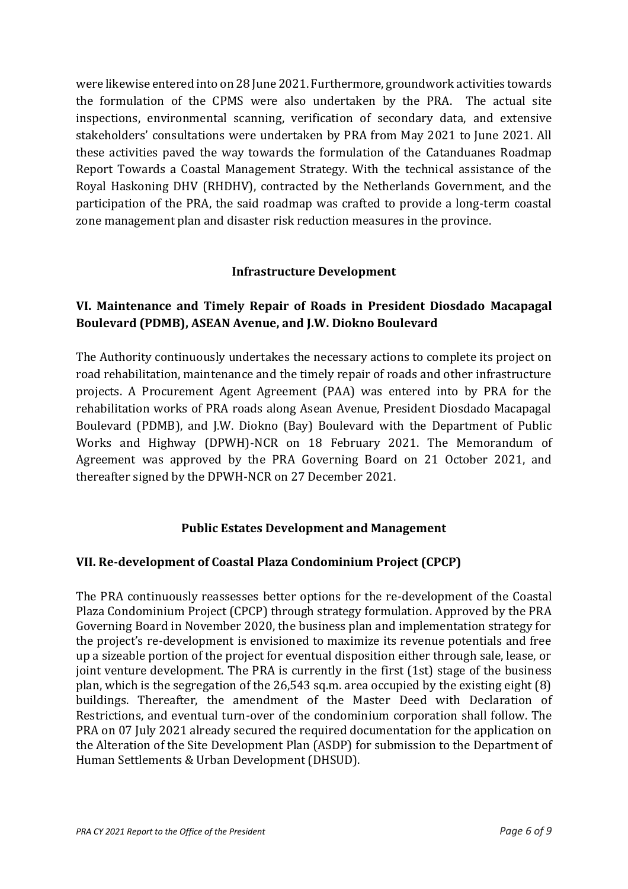were likewise entered into on 28 June 2021. Furthermore, groundwork activities towards the formulation of the CPMS were also undertaken by the PRA. The actual site inspections, environmental scanning, verification of secondary data, and extensive stakeholders' consultations were undertaken by PRA from May 2021 to June 2021. All these activities paved the way towards the formulation of the Catanduanes Roadmap Report Towards a Coastal Management Strategy. With the technical assistance of the Royal Haskoning DHV (RHDHV), contracted by the Netherlands Government, and the participation of the PRA, the said roadmap was crafted to provide a long-term coastal zone management plan and disaster risk reduction measures in the province.

## Infrastructure Development

### VI. Maintenance and Timely Repair of Roads in President Diosdado Macapagal Boulevard (PDMB), ASEAN Avenue, and J.W. Diokno Boulevard

The Authority continuously undertakes the necessary actions to complete its project on road rehabilitation, maintenance and the timely repair of roads and other infrastructure projects. A Procurement Agent Agreement (PAA) was entered into by PRA for the rehabilitation works of PRA roads along Asean Avenue, President Diosdado Macapagal Boulevard (PDMB), and J.W. Diokno (Bay) Boulevard with the Department of Public Works and Highway (DPWH)-NCR on 18 February 2021. The Memorandum of Agreement was approved by the PRA Governing Board on 21 October 2021, and thereafter signed by the DPWH-NCR on 27 December 2021.

## Public Estates Development and Management

### VII. Re-development of Coastal Plaza Condominium Project (CPCP)

The PRA continuously reassesses better options for the re-development of the Coastal Plaza Condominium Project (CPCP) through strategy formulation. Approved by the PRA Governing Board in November 2020, the business plan and implementation strategy for the project's re-development is envisioned to maximize its revenue potentials and free up a sizeable portion of the project for eventual disposition either through sale, lease, or joint venture development. The PRA is currently in the first (1st) stage of the business plan, which is the segregation of the 26,543 sq.m. area occupied by the existing eight (8) buildings. Thereafter, the amendment of the Master Deed with Declaration of Restrictions, and eventual turn-over of the condominium corporation shall follow. The PRA on 07 July 2021 already secured the required documentation for the application on the Alteration of the Site Development Plan (ASDP) for submission to the Department of Human Settlements & Urban Development (DHSUD).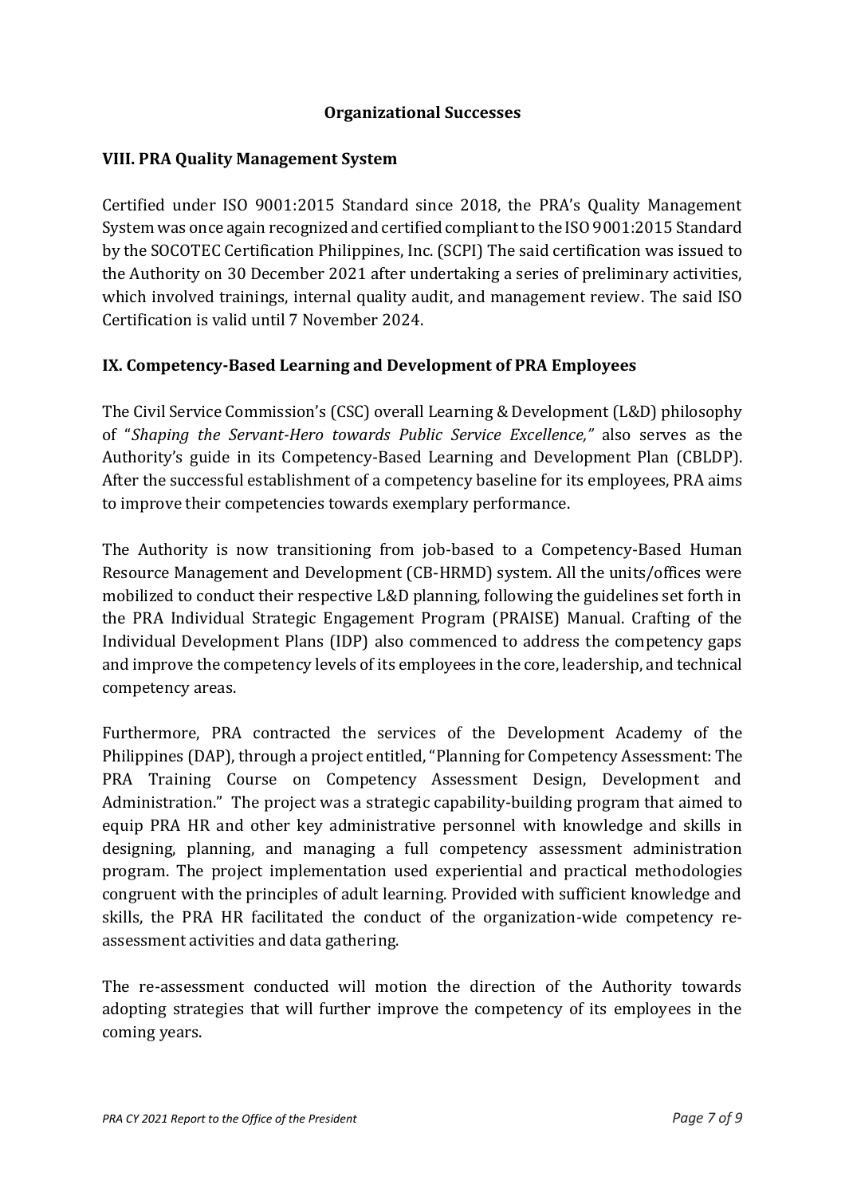## Organizational Successes

### VIII. PRA Quality Management System

Certified under ISO 9001:2015 Standard since 2018, the PRA's Quality Management System was once again recognized and certified compliant to the ISO 9001:2015 Standard by the SOCOTEC Certification Philippines, Inc. (SCPI) The said certification was issued to the Authority on 30 December 2021 after undertaking a series of preliminary activities, which involved trainings, internal quality audit, and management review. The said ISO Certification is valid until 7 November 2024.

### IX. Competency-Based Learning and Development of PRA Employees

The Civil Service Commission's (CSC) overall Learning & Development (L&D) philosophy of "*Shaping the Servant-Hero towards Public Service Excellence,"* also serves as the Authority's guide in its Competency-Based Learning and Development Plan (CBLDP). After the successful establishment of a competency baseline for its employees, PRA aims to improve their competencies towards exemplary performance.

The Authority is now transitioning from job-based to a Competency-Based Human Resource Management and Development (CB-HRMD) system. All the units/offices were mobilized to conduct their respective L&D planning, following the guidelines set forth in the PRA Individual Strategic Engagement Program (PRAISE) Manual. Crafting of the Individual Development Plans (IDP) also commenced to address the competency gaps and improve the competency levels of its employees in the core, leadership, and technical competency areas.

Furthermore, PRA contracted the services of the Development Academy of the Philippines (DAP), through a project entitled, "Planning for Competency Assessment: The PRA Training Course on Competency Assessment Design, Development and Administration." The project was a strategic capability-building program that aimed to equip PRA HR and other key administrative personnel with knowledge and skills in designing, planning, and managing a full competency assessment administration program. The project implementation used experiential and practical methodologies congruent with the principles of adult learning. Provided with sufficient knowledge and skills, the PRA HR facilitated the conduct of the organization-wide competency re-assessment activities and data gathering.

The re-assessment conducted will motion the direction of the Authority towards adopting strategies that will further improve the competency of its employees in the coming years.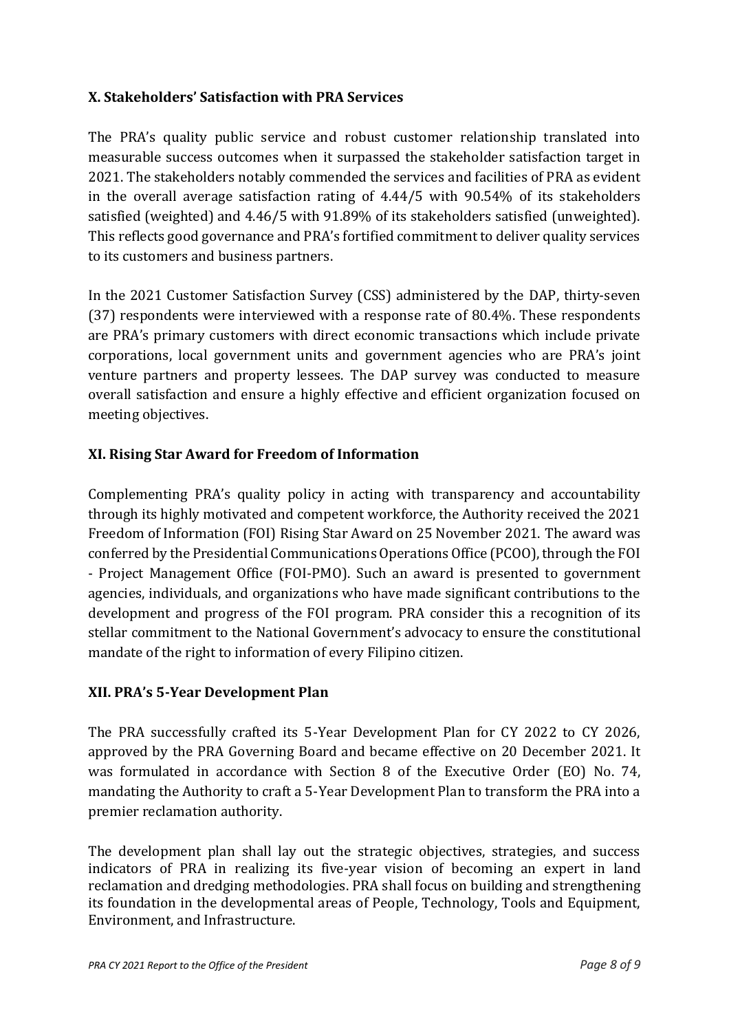## X. Stakeholders' Satisfaction with PRA Services

The PRA's quality public service and robust customer relationship translated into measurable success outcomes when it surpassed the stakeholder satisfaction target in 2021. The stakeholders notably commended the services and facilities of PRA as evident in the overall average satisfaction rating of 4.44/5 with 90.54% of its stakeholders satisfied (weighted) and 4.46/5 with 91.89% of its stakeholders satisfied (unweighted). This reflects good governance and PRA's fortified commitment to deliver quality services to its customers and business partners.

In the 2021 Customer Satisfaction Survey (CSS) administered by the DAP, thirty-seven (37) respondents were interviewed with a response rate of 80.4%. These respondents are PRA's primary customers with direct economic transactions which include private corporations, local government units and government agencies who are PRA's joint venture partners and property lessees. The DAP survey was conducted to measure overall satisfaction and ensure a highly effective and efficient organization focused on meeting objectives.

## XI. Rising Star Award for Freedom of Information

Complementing PRA's quality policy in acting with transparency and accountability through its highly motivated and competent workforce, the Authority received the 2021 Freedom of Information (FOI) Rising Star Award on 25 November 2021. The award was conferred by the Presidential Communications Operations Office (PCOO), through the FOI - Project Management Office (FOI-PMO). Such an award is presented to government agencies, individuals, and organizations who have made significant contributions to the development and progress of the FOI program. PRA consider this a recognition of its stellar commitment to the National Government's advocacy to ensure the constitutional mandate of the right to information of every Filipino citizen.

## XII. PRA's 5-Year Development Plan

The PRA successfully crafted its 5-Year Development Plan for CY 2022 to CY 2026, approved by the PRA Governing Board and became effective on 20 December 2021. It was formulated in accordance with Section 8 of the Executive Order (EO) No. 74, mandating the Authority to craft a 5-Year Development Plan to transform the PRA into a premier reclamation authority.

The development plan shall lay out the strategic objectives, strategies, and success indicators of PRA in realizing its five-year vision of becoming an expert in land reclamation and dredging methodologies. PRA shall focus on building and strengthening its foundation in the developmental areas of People, Technology, Tools and Equipment, Environment, and Infrastructure.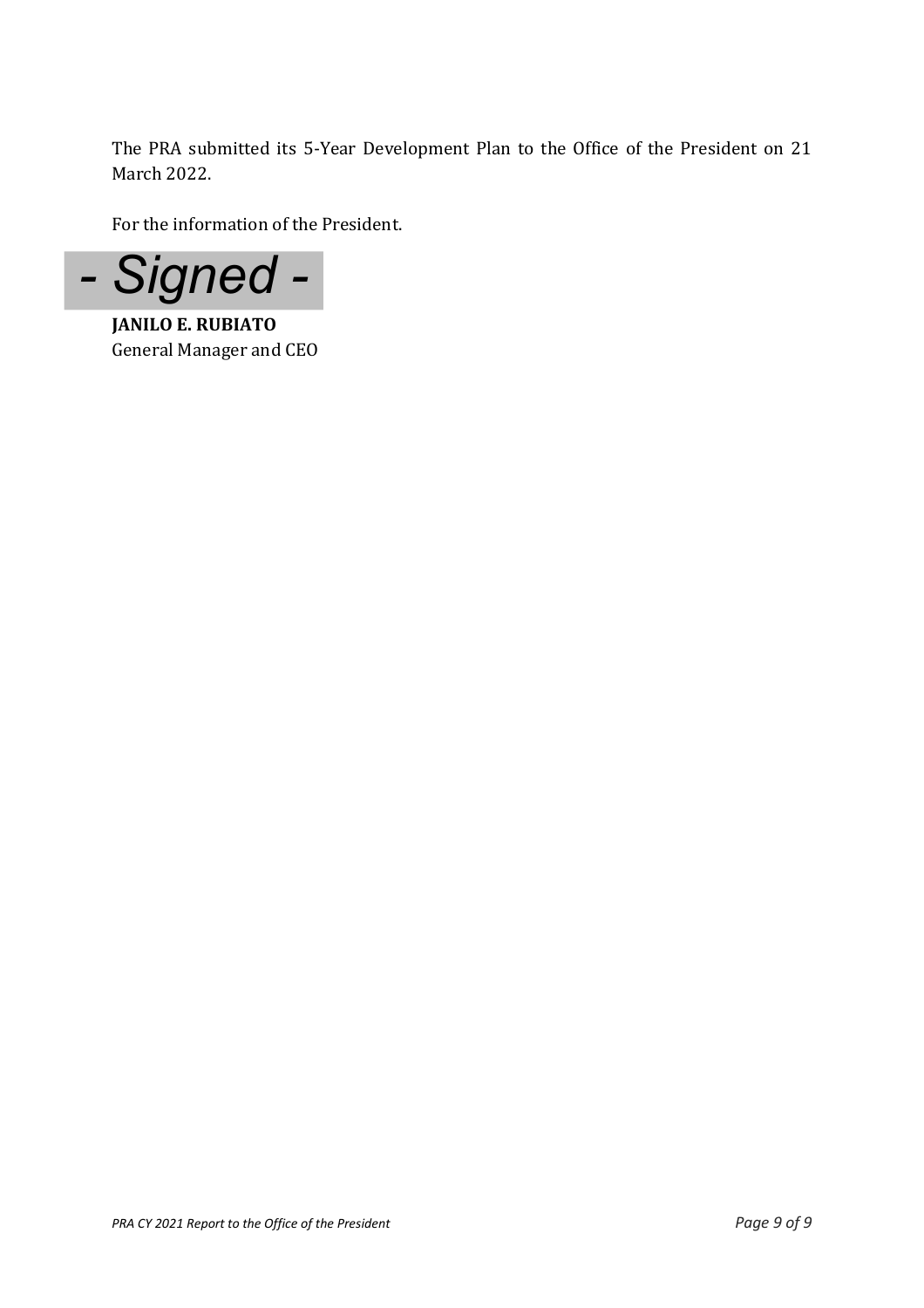The PRA submitted its 5-Year Development Plan to the Office of the President on 21 March 2022.

For the information of the President.

*- Signed -*

**JANILO E. RUBIATO**
General Manager and CEO